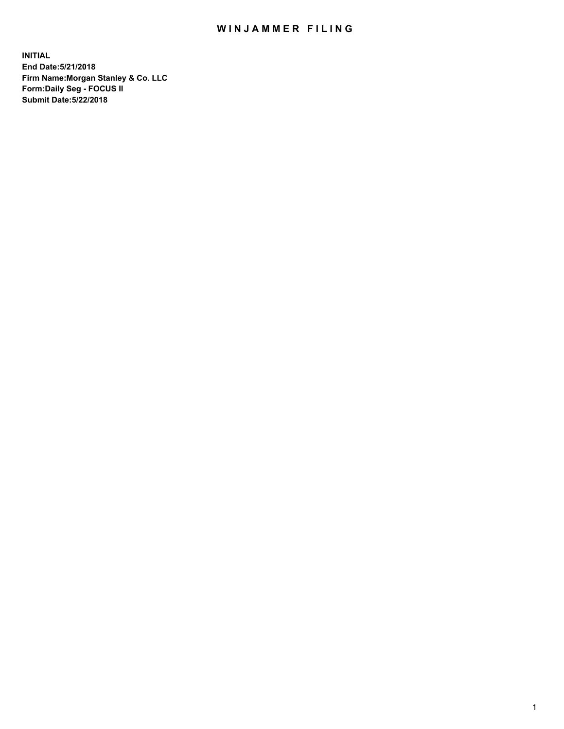# WINJAMMER FILING

**INITIAL**
**End Date:5/21/2018**
**Firm Name:Morgan Stanley & Co. LLC**
**Form:Daily Seg - FOCUS II**
**Submit Date:5/22/2018**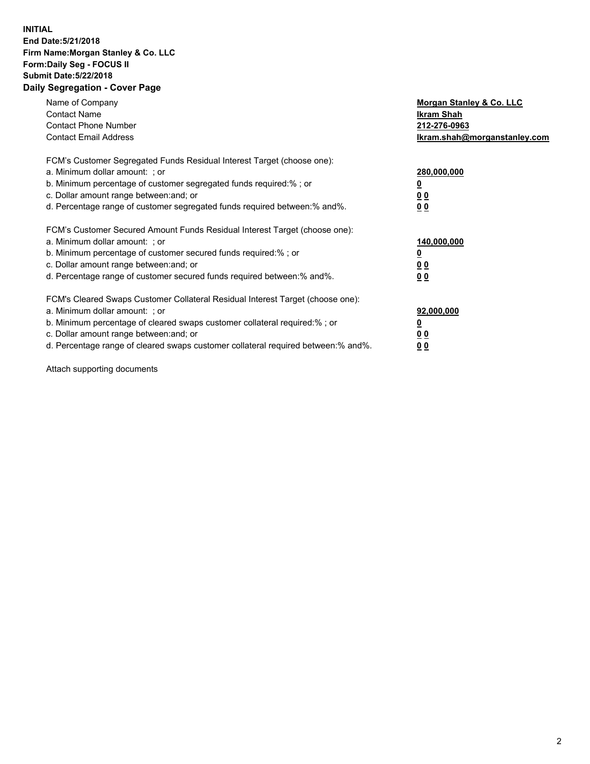**INITIAL**
**End Date:5/21/2018**
**Firm Name:Morgan Stanley & Co. LLC**
**Form:Daily Seg - FOCUS II**
**Submit Date:5/22/2018**
**Daily Segregation - Cover Page**

| | |
|---|---|
| Name of Company | **Morgan Stanley & Co. LLC** |
| Contact Name | **Ikram Shah** |
| Contact Phone Number | **212-276-0963** |
| Contact Email Address | **Ikram.shah@morganstanley.com** |

FCM's Customer Segregated Funds Residual Interest Target (choose one):

| | |
|---|---|
| a. Minimum dollar amount: ; or | **280,000,000** |
| b. Minimum percentage of customer segregated funds required:% ; or | **0** |
| c. Dollar amount range between:and; or | **0 0** |
| d. Percentage range of customer segregated funds required between:% and%. | **0 0** |

FCM's Customer Secured Amount Funds Residual Interest Target (choose one):

| | |
|---|---|
| a. Minimum dollar amount: ; or | **140,000,000** |
| b. Minimum percentage of customer secured funds required:% ; or | **0** |
| c. Dollar amount range between:and; or | **0 0** |
| d. Percentage range of customer secured funds required between:% and%. | **0 0** |

FCM's Cleared Swaps Customer Collateral Residual Interest Target (choose one):

| | |
|---|---|
| a. Minimum dollar amount: ; or | **92,000,000** |
| b. Minimum percentage of cleared swaps customer collateral required:% ; or | **0** |
| c. Dollar amount range between:and; or | **0 0** |
| d. Percentage range of cleared swaps customer collateral required between:% and%. | **0 0** |

Attach supporting documents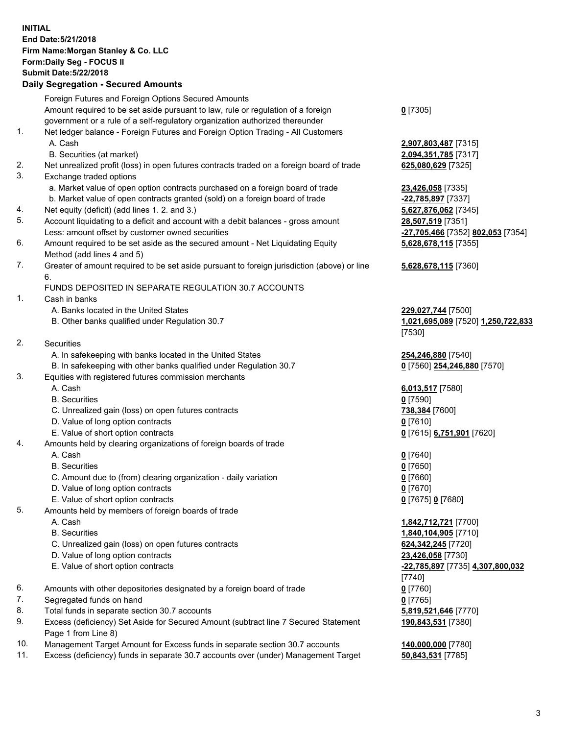**INITIAL**
**End Date:5/21/2018**
**Firm Name:Morgan Stanley & Co. LLC**
**Form:Daily Seg - FOCUS II**
**Submit Date:5/22/2018**
**Daily Segregation - Secured Amounts**

| | | |
|---|---|---|
| | Foreign Futures and Foreign Options Secured Amounts | |
| | Amount required to be set aside pursuant to law, rule or regulation of a foreign government or a rule of a self-regulatory organization authorized thereunder | **0** [7305] |
| 1. | Net ledger balance - Foreign Futures and Foreign Option Trading - All Customers | |
| | A. Cash | **2,907,803,487** [7315] |
| | B. Securities (at market) | **2,094,351,785** [7317] |
| 2. | Net unrealized profit (loss) in open futures contracts traded on a foreign board of trade | **625,080,629** [7325] |
| 3. | Exchange traded options | |
| | a. Market value of open option contracts purchased on a foreign board of trade | **23,426,058** [7335] |
| | b. Market value of open contracts granted (sold) on a foreign board of trade | **-22,785,897** [7337] |
| 4. | Net equity (deficit) (add lines 1. 2. and 3.) | **5,627,876,062** [7345] |
| 5. | Account liquidating to a deficit and account with a debit balances - gross amount | **28,507,519** [7351] |
| | Less: amount offset by customer owned securities | **-27,705,466** [7352] **802,053** [7354] |
| 6. | Amount required to be set aside as the secured amount - Net Liquidating Equity Method (add lines 4 and 5) | **5,628,678,115** [7355] |
| 7. | Greater of amount required to be set aside pursuant to foreign jurisdiction (above) or line 6. | **5,628,678,115** [7360] |
| | FUNDS DEPOSITED IN SEPARATE REGULATION 30.7 ACCOUNTS | |
| 1. | Cash in banks | |
| | A. Banks located in the United States | **229,027,744** [7500] |
| | B. Other banks qualified under Regulation 30.7 | **1,021,695,089** [7520] **1,250,722,833** [7530] |
| 2. | Securities | |
| | A. In safekeeping with banks located in the United States | **254,246,880** [7540] |
| | B. In safekeeping with other banks qualified under Regulation 30.7 | **0** [7560] **254,246,880** [7570] |
| 3. | Equities with registered futures commission merchants | |
| | A. Cash | **6,013,517** [7580] |
| | B. Securities | **0** [7590] |
| | C. Unrealized gain (loss) on open futures contracts | **738,384** [7600] |
| | D. Value of long option contracts | **0** [7610] |
| | E. Value of short option contracts | **0** [7615] **6,751,901** [7620] |
| 4. | Amounts held by clearing organizations of foreign boards of trade | |
| | A. Cash | **0** [7640] |
| | B. Securities | **0** [7650] |
| | C. Amount due to (from) clearing organization - daily variation | **0** [7660] |
| | D. Value of long option contracts | **0** [7670] |
| | E. Value of short option contracts | **0** [7675] **0** [7680] |
| 5. | Amounts held by members of foreign boards of trade | |
| | A. Cash | **1,842,712,721** [7700] |
| | B. Securities | **1,840,104,905** [7710] |
| | C. Unrealized gain (loss) on open futures contracts | **624,342,245** [7720] |
| | D. Value of long option contracts | **23,426,058** [7730] |
| | E. Value of short option contracts | **-22,785,897** [7735] **4,307,800,032** [7740] |
| 6. | Amounts with other depositories designated by a foreign board of trade | **0** [7760] |
| 7. | Segregated funds on hand | **0** [7765] |
| 8. | Total funds in separate section 30.7 accounts | **5,819,521,646** [7770] |
| 9. | Excess (deficiency) Set Aside for Secured Amount (subtract line 7 Secured Statement Page 1 from Line 8) | **190,843,531** [7380] |
| 10. | Management Target Amount for Excess funds in separate section 30.7 accounts | **140,000,000** [7780] |
| 11. | Excess (deficiency) funds in separate 30.7 accounts over (under) Management Target | **50,843,531** [7785] |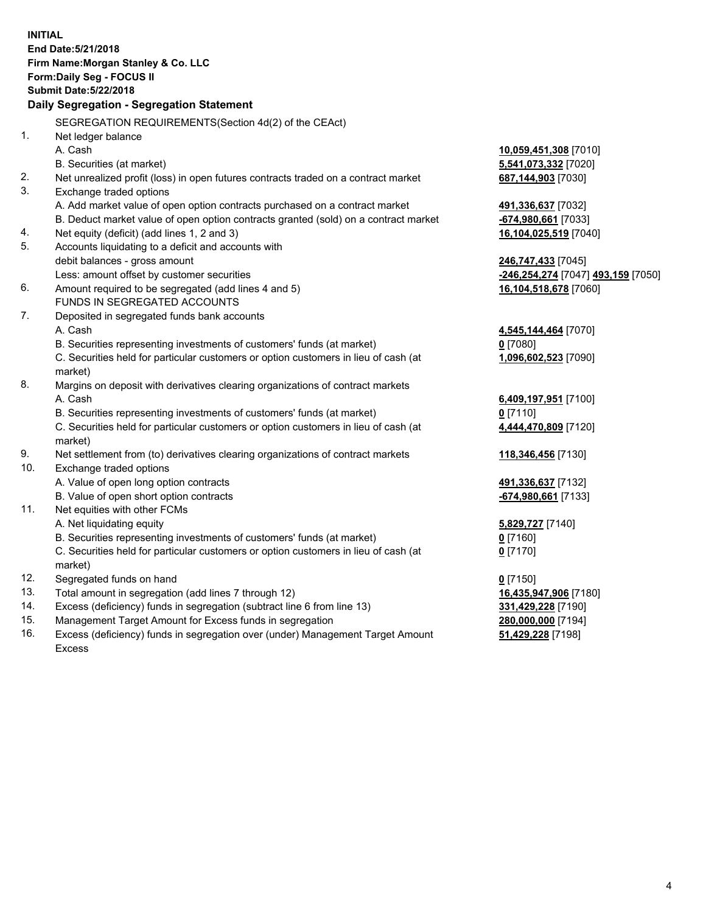**INITIAL**
**End Date:5/21/2018**
**Firm Name:Morgan Stanley & Co. LLC**
**Form:Daily Seg - FOCUS II**
**Submit Date:5/22/2018**

**Daily Segregation - Segregation Statement**

SEGREGATION REQUIREMENTS(Section 4d(2) of the CEAct)

| | | |
|---|---|---|
| 1. | Net ledger balance | |
| | A. Cash | **10,059,451,308** [7010] |
| | B. Securities (at market) | **5,541,073,332** [7020] |
| 2. | Net unrealized profit (loss) in open futures contracts traded on a contract market | **687,144,903** [7030] |
| 3. | Exchange traded options | |
| | A. Add market value of open option contracts purchased on a contract market | **491,336,637** [7032] |
| | B. Deduct market value of open option contracts granted (sold) on a contract market | **-674,980,661** [7033] |
| 4. | Net equity (deficit) (add lines 1, 2 and 3) | **16,104,025,519** [7040] |
| 5. | Accounts liquidating to a deficit and accounts with debit balances - gross amount | **246,747,433** [7045] |
| | Less: amount offset by customer securities | **-246,254,274** [7047] **493,159** [7050] |
| 6. | Amount required to be segregated (add lines 4 and 5) | **16,104,518,678** [7060] |
| | FUNDS IN SEGREGATED ACCOUNTS | |
| 7. | Deposited in segregated funds bank accounts | |
| | A. Cash | **4,545,144,464** [7070] |
| | B. Securities representing investments of customers' funds (at market) | **0** [7080] |
| | C. Securities held for particular customers or option customers in lieu of cash (at market) | **1,096,602,523** [7090] |
| 8. | Margins on deposit with derivatives clearing organizations of contract markets | |
| | A. Cash | **6,409,197,951** [7100] |
| | B. Securities representing investments of customers' funds (at market) | **0** [7110] |
| | C. Securities held for particular customers or option customers in lieu of cash (at market) | **4,444,470,809** [7120] |
| 9. | Net settlement from (to) derivatives clearing organizations of contract markets | **118,346,456** [7130] |
| 10. | Exchange traded options | |
| | A. Value of open long option contracts | **491,336,637** [7132] |
| | B. Value of open short option contracts | **-674,980,661** [7133] |
| 11. | Net equities with other FCMs | |
| | A. Net liquidating equity | **5,829,727** [7140] |
| | B. Securities representing investments of customers' funds (at market) | **0** [7160] |
| | C. Securities held for particular customers or option customers in lieu of cash (at market) | **0** [7170] |
| 12. | Segregated funds on hand | **0** [7150] |
| 13. | Total amount in segregation (add lines 7 through 12) | **16,435,947,906** [7180] |
| 14. | Excess (deficiency) funds in segregation (subtract line 6 from line 13) | **331,429,228** [7190] |
| 15. | Management Target Amount for Excess funds in segregation | **280,000,000** [7194] |
| 16. | Excess (deficiency) funds in segregation over (under) Management Target Amount Excess | **51,429,228** [7198] |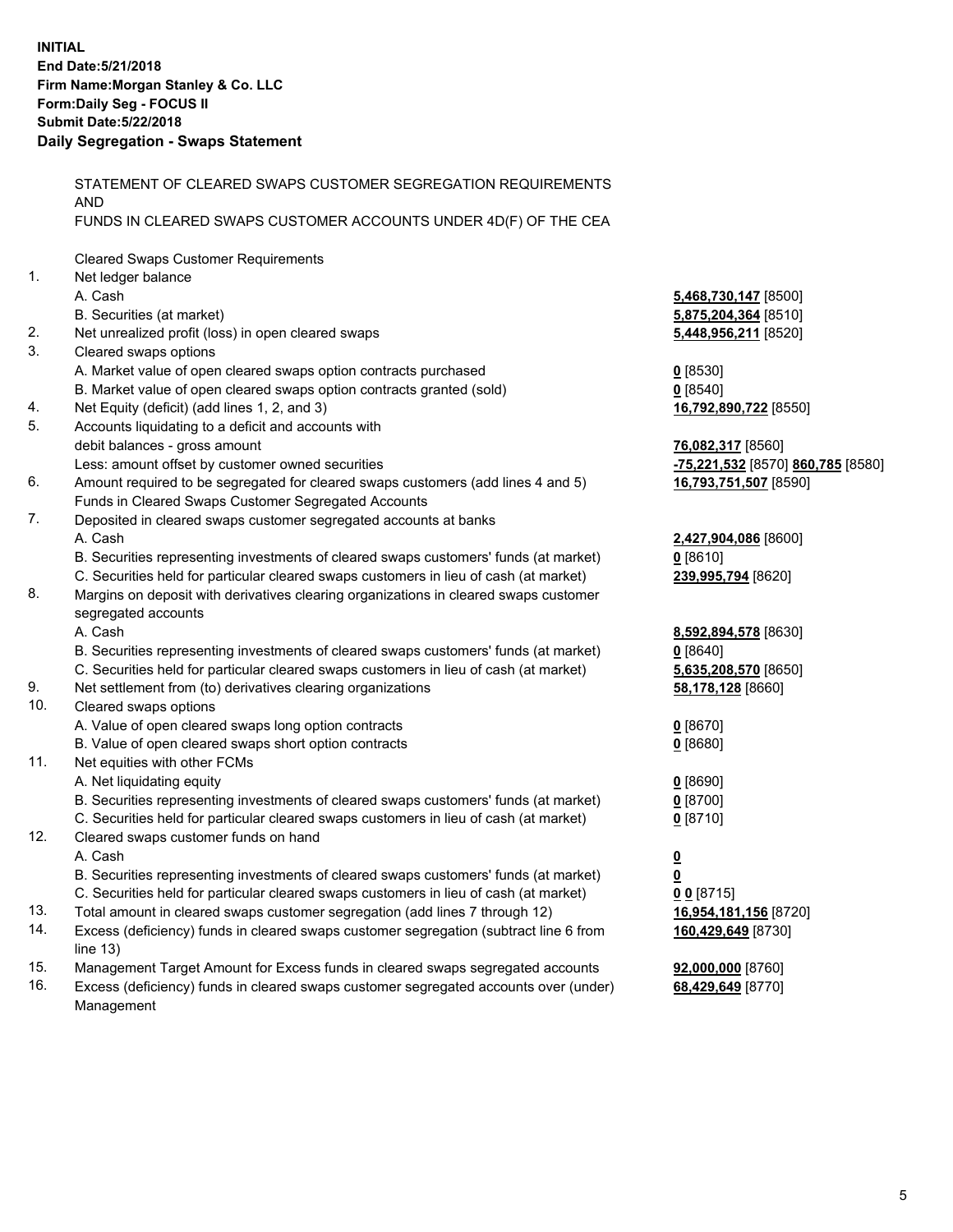**INITIAL**
**End Date:5/21/2018**
**Firm Name:Morgan Stanley & Co. LLC**
**Form:Daily Seg - FOCUS II**
**Submit Date:5/22/2018**
**Daily Segregation - Swaps Statement**

STATEMENT OF CLEARED SWAPS CUSTOMER SEGREGATION REQUIREMENTS AND FUNDS IN CLEARED SWAPS CUSTOMER ACCOUNTS UNDER 4D(F) OF THE CEA

| | | |
|---|---|---|
| | Cleared Swaps Customer Requirements | |
| 1. | Net ledger balance | |
| | A. Cash | **5,468,730,147** [8500] |
| | B. Securities (at market) | **5,875,204,364** [8510] |
| 2. | Net unrealized profit (loss) in open cleared swaps | **5,448,956,211** [8520] |
| 3. | Cleared swaps options | |
| | A. Market value of open cleared swaps option contracts purchased | **0** [8530] |
| | B. Market value of open cleared swaps option contracts granted (sold) | **0** [8540] |
| 4. | Net Equity (deficit) (add lines 1, 2, and 3) | **16,792,890,722** [8550] |
| 5. | Accounts liquidating to a deficit and accounts with debit balances - gross amount | **76,082,317** [8560] |
| | Less: amount offset by customer owned securities | **-75,221,532** [8570] **860,785** [8580] |
| 6. | Amount required to be segregated for cleared swaps customers (add lines 4 and 5) | **16,793,751,507** [8590] |
| | Funds in Cleared Swaps Customer Segregated Accounts | |
| 7. | Deposited in cleared swaps customer segregated accounts at banks | |
| | A. Cash | **2,427,904,086** [8600] |
| | B. Securities representing investments of cleared swaps customers' funds (at market) | **0** [8610] |
| | C. Securities held for particular cleared swaps customers in lieu of cash (at market) | **239,995,794** [8620] |
| 8. | Margins on deposit with derivatives clearing organizations in cleared swaps customer segregated accounts | |
| | A. Cash | **8,592,894,578** [8630] |
| | B. Securities representing investments of cleared swaps customers' funds (at market) | **0** [8640] |
| | C. Securities held for particular cleared swaps customers in lieu of cash (at market) | **5,635,208,570** [8650] |
| 9. | Net settlement from (to) derivatives clearing organizations | **58,178,128** [8660] |
| 10. | Cleared swaps options | |
| | A. Value of open cleared swaps long option contracts | **0** [8670] |
| | B. Value of open cleared swaps short option contracts | **0** [8680] |
| 11. | Net equities with other FCMs | |
| | A. Net liquidating equity | **0** [8690] |
| | B. Securities representing investments of cleared swaps customers' funds (at market) | **0** [8700] |
| | C. Securities held for particular cleared swaps customers in lieu of cash (at market) | **0** [8710] |
| 12. | Cleared swaps customer funds on hand | |
| | A. Cash | **0** |
| | B. Securities representing investments of cleared swaps customers' funds (at market) | **0** |
| | C. Securities held for particular cleared swaps customers in lieu of cash (at market) | **0** **0** [8715] |
| 13. | Total amount in cleared swaps customer segregation (add lines 7 through 12) | **16,954,181,156** [8720] |
| 14. | Excess (deficiency) funds in cleared swaps customer segregation (subtract line 6 from line 13) | **160,429,649** [8730] |
| 15. | Management Target Amount for Excess funds in cleared swaps segregated accounts | **92,000,000** [8760] |
| 16. | Excess (deficiency) funds in cleared swaps customer segregated accounts over (under) Management | **68,429,649** [8770] |